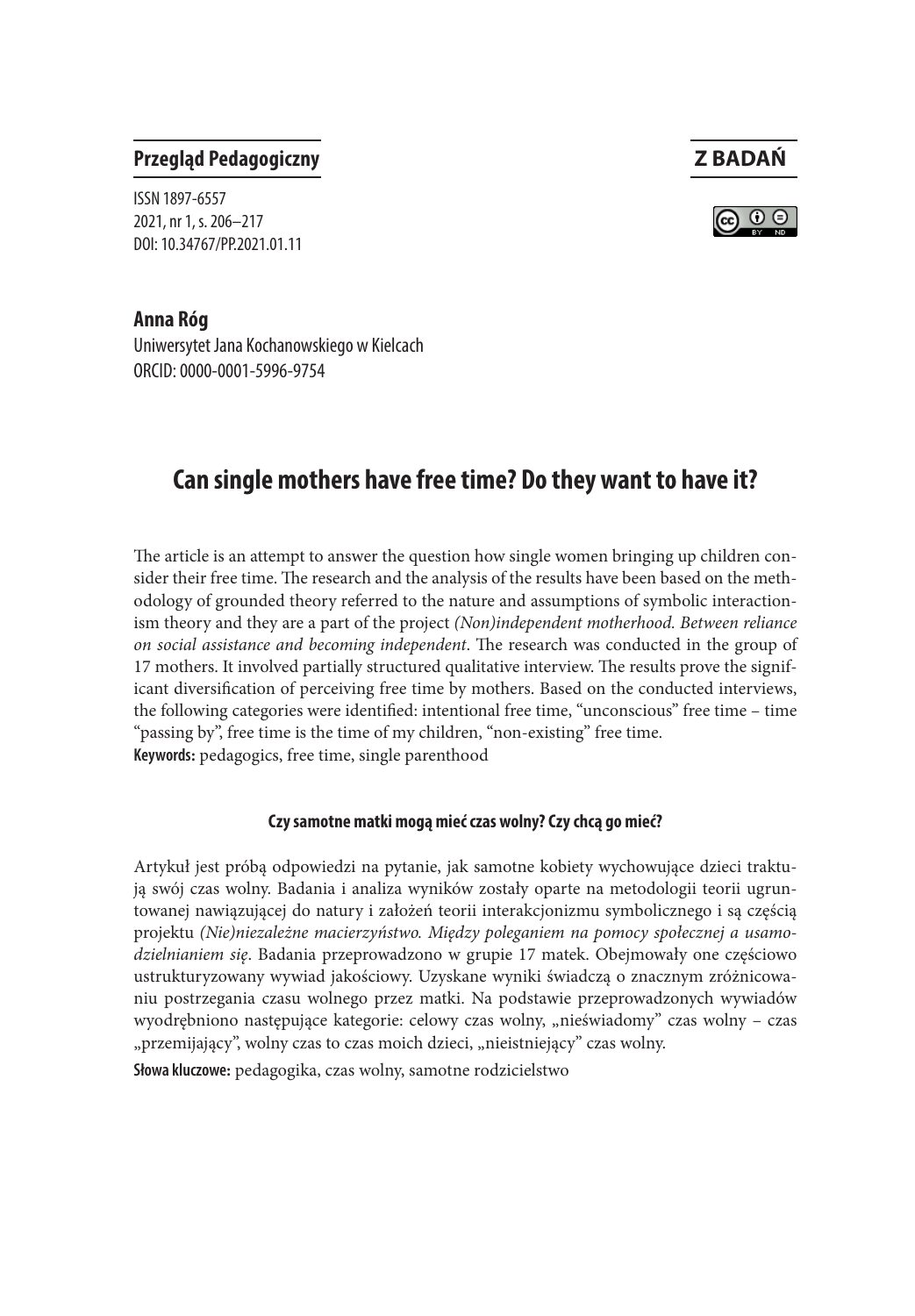**Przegląd Pedagogiczny**

**Z BADAŃ**

ISSN 1897-6557
2021, nr 1, s. 206–217
DOI: 10.34767/PP.2021.01.11

**Anna Róg**
Uniwersytet Jana Kochanowskiego w Kielcach
ORCID: 0000-0001-5996-9754

# Can single mothers have free time? Do they want to have it?

The article is an attempt to answer the question how single women bringing up children consider their free time. The research and the analysis of the results have been based on the methodology of grounded theory referred to the nature and assumptions of symbolic interactionism theory and they are a part of the project *(Non)independent motherhood. Between reliance on social assistance and becoming independent*. The research was conducted in the group of 17 mothers. It involved partially structured qualitative interview. The results prove the significant diversification of perceiving free time by mothers. Based on the conducted interviews, the following categories were identified: intentional free time, "unconscious" free time – time "passing by", free time is the time of my children, "non-existing" free time.

**Keywords:** pedagogics, free time, single parenthood

#### Czy samotne matki mogą mieć czas wolny? Czy chcą go mieć?

Artykuł jest próbą odpowiedzi na pytanie, jak samotne kobiety wychowujące dzieci traktują swój czas wolny. Badania i analiza wyników zostały oparte na metodologii teorii ugruntowanej nawiązującej do natury i założeń teorii interakcjonizmu symbolicznego i są częścią projektu *(Nie)niezależne macierzyństwo. Między poleganiem na pomocy społecznej a usamodzielnianiem się*. Badania przeprowadzono w grupie 17 matek. Obejmowały one częściowo ustrukturyzowany wywiad jakościowy. Uzyskane wyniki świadczą o znacznym zróżnicowaniu postrzegania czasu wolnego przez matki. Na podstawie przeprowadzonych wywiadów wyodrębniono następujące kategorie: celowy czas wolny, „nieświadomy" czas wolny – czas „przemijający", wolny czas to czas moich dzieci, „nieistniejący" czas wolny.

**Słowa kluczowe:** pedagogika, czas wolny, samotne rodzicielstwo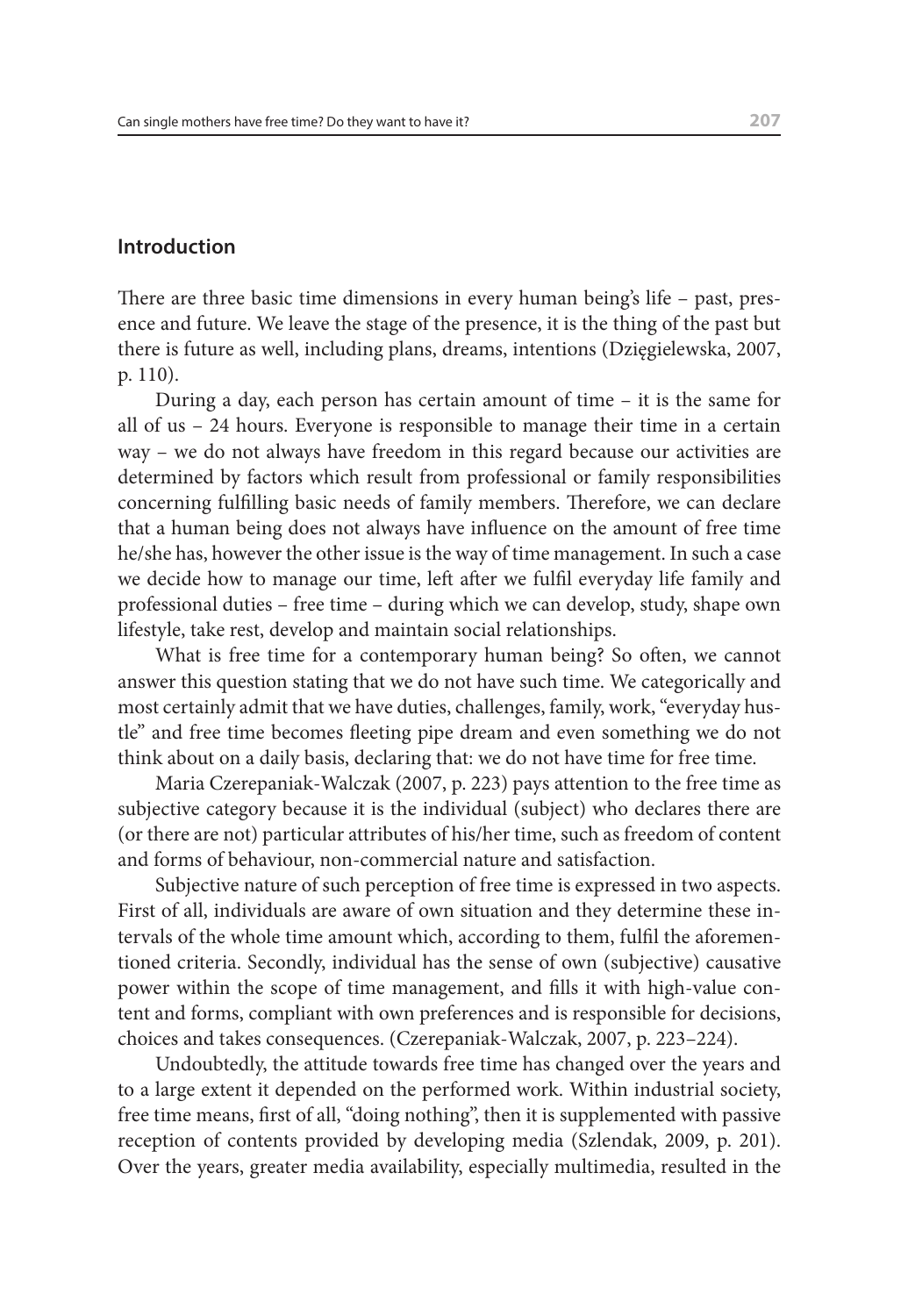## Introduction

There are three basic time dimensions in every human being's life – past, presence and future. We leave the stage of the presence, it is the thing of the past but there is future as well, including plans, dreams, intentions (Dzięgielewska, 2007, p. 110).

During a day, each person has certain amount of time – it is the same for all of us – 24 hours. Everyone is responsible to manage their time in a certain way – we do not always have freedom in this regard because our activities are determined by factors which result from professional or family responsibilities concerning fulfilling basic needs of family members. Therefore, we can declare that a human being does not always have influence on the amount of free time he/she has, however the other issue is the way of time management. In such a case we decide how to manage our time, left after we fulfil everyday life family and professional duties – free time – during which we can develop, study, shape own lifestyle, take rest, develop and maintain social relationships.

What is free time for a contemporary human being? So often, we cannot answer this question stating that we do not have such time. We categorically and most certainly admit that we have duties, challenges, family, work, "everyday hustle" and free time becomes fleeting pipe dream and even something we do not think about on a daily basis, declaring that: we do not have time for free time.

Maria Czerepaniak-Walczak (2007, p. 223) pays attention to the free time as subjective category because it is the individual (subject) who declares there are (or there are not) particular attributes of his/her time, such as freedom of content and forms of behaviour, non-commercial nature and satisfaction.

Subjective nature of such perception of free time is expressed in two aspects. First of all, individuals are aware of own situation and they determine these intervals of the whole time amount which, according to them, fulfil the aforementioned criteria. Secondly, individual has the sense of own (subjective) causative power within the scope of time management, and fills it with high-value content and forms, compliant with own preferences and is responsible for decisions, choices and takes consequences. (Czerepaniak-Walczak, 2007, p. 223–224).

Undoubtedly, the attitude towards free time has changed over the years and to a large extent it depended on the performed work. Within industrial society, free time means, first of all, "doing nothing", then it is supplemented with passive reception of contents provided by developing media (Szlendak, 2009, p. 201). Over the years, greater media availability, especially multimedia, resulted in the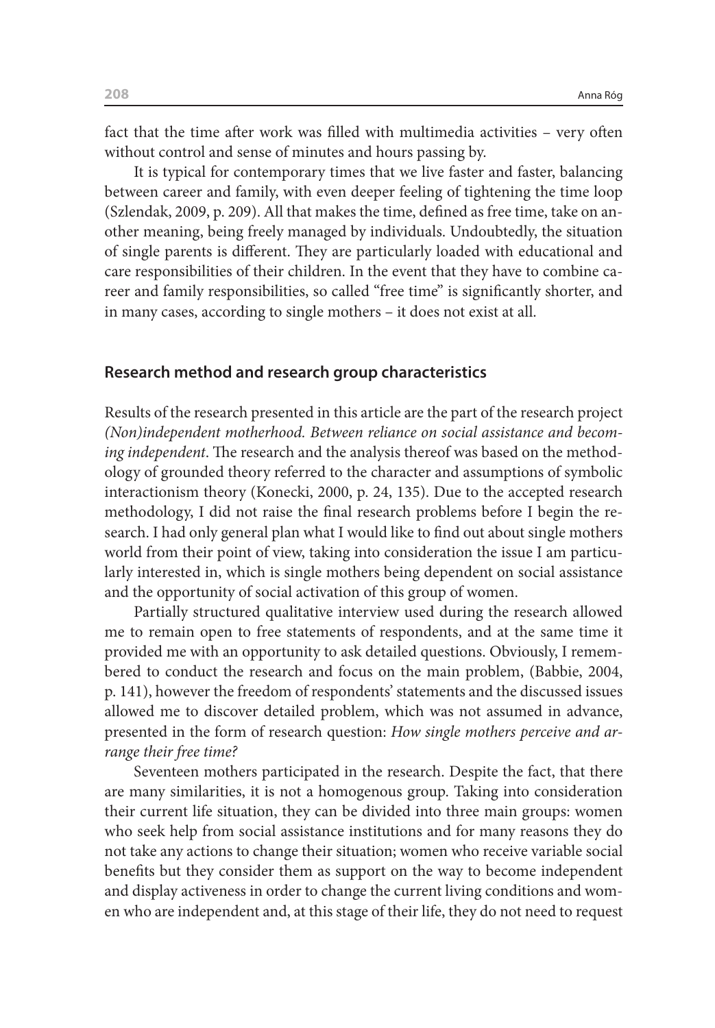fact that the time after work was filled with multimedia activities – very often without control and sense of minutes and hours passing by.

It is typical for contemporary times that we live faster and faster, balancing between career and family, with even deeper feeling of tightening the time loop (Szlendak, 2009, p. 209). All that makes the time, defined as free time, take on another meaning, being freely managed by individuals. Undoubtedly, the situation of single parents is different. They are particularly loaded with educational and care responsibilities of their children. In the event that they have to combine career and family responsibilities, so called "free time" is significantly shorter, and in many cases, according to single mothers – it does not exist at all.

## Research method and research group characteristics

Results of the research presented in this article are the part of the research project *(Non)independent motherhood. Between reliance on social assistance and becoming independent*. The research and the analysis thereof was based on the methodology of grounded theory referred to the character and assumptions of symbolic interactionism theory (Konecki, 2000, p. 24, 135). Due to the accepted research methodology, I did not raise the final research problems before I begin the research. I had only general plan what I would like to find out about single mothers world from their point of view, taking into consideration the issue I am particularly interested in, which is single mothers being dependent on social assistance and the opportunity of social activation of this group of women.

Partially structured qualitative interview used during the research allowed me to remain open to free statements of respondents, and at the same time it provided me with an opportunity to ask detailed questions. Obviously, I remembered to conduct the research and focus on the main problem, (Babbie, 2004, p. 141), however the freedom of respondents' statements and the discussed issues allowed me to discover detailed problem, which was not assumed in advance, presented in the form of research question: *How single mothers perceive and arrange their free time?*

Seventeen mothers participated in the research. Despite the fact, that there are many similarities, it is not a homogenous group. Taking into consideration their current life situation, they can be divided into three main groups: women who seek help from social assistance institutions and for many reasons they do not take any actions to change their situation; women who receive variable social benefits but they consider them as support on the way to become independent and display activeness in order to change the current living conditions and women who are independent and, at this stage of their life, they do not need to request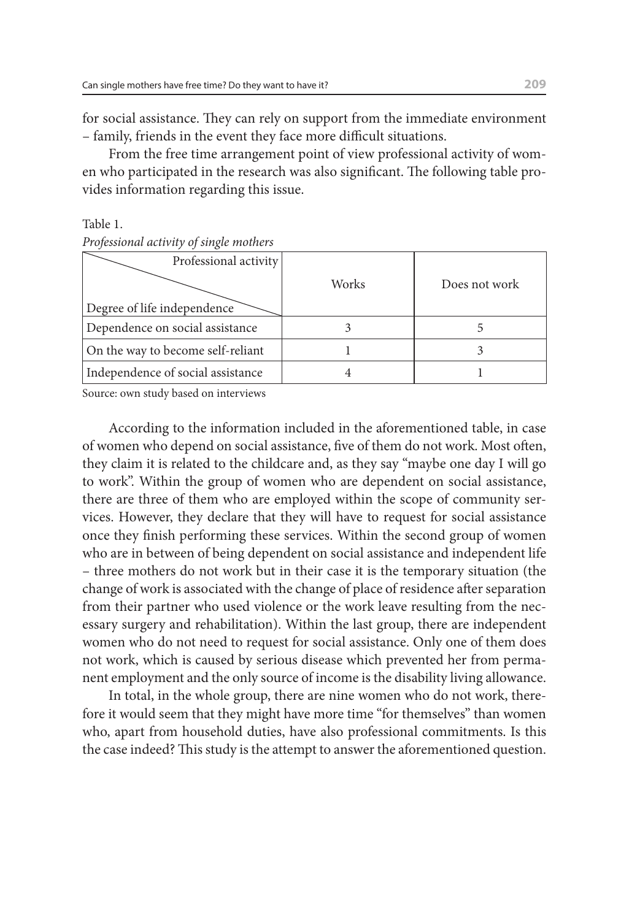for social assistance. They can rely on support from the immediate environment – family, friends in the event they face more difficult situations.

From the free time arrangement point of view professional activity of women who participated in the research was also significant. The following table provides information regarding this issue.

Table 1.

*Professional activity of single mothers*

| Degree of life independence \ Professional activity | Works | Does not work |
|---|---|---|
| Dependence on social assistance | 3 | 5 |
| On the way to become self-reliant | 1 | 3 |
| Independence of social assistance | 4 | 1 |

Source: own study based on interviews

According to the information included in the aforementioned table, in case of women who depend on social assistance, five of them do not work. Most often, they claim it is related to the childcare and, as they say "maybe one day I will go to work". Within the group of women who are dependent on social assistance, there are three of them who are employed within the scope of community services. However, they declare that they will have to request for social assistance once they finish performing these services. Within the second group of women who are in between of being dependent on social assistance and independent life – three mothers do not work but in their case it is the temporary situation (the change of work is associated with the change of place of residence after separation from their partner who used violence or the work leave resulting from the necessary surgery and rehabilitation). Within the last group, there are independent women who do not need to request for social assistance. Only one of them does not work, which is caused by serious disease which prevented her from permanent employment and the only source of income is the disability living allowance.

In total, in the whole group, there are nine women who do not work, therefore it would seem that they might have more time "for themselves" than women who, apart from household duties, have also professional commitments. Is this the case indeed? This study is the attempt to answer the aforementioned question.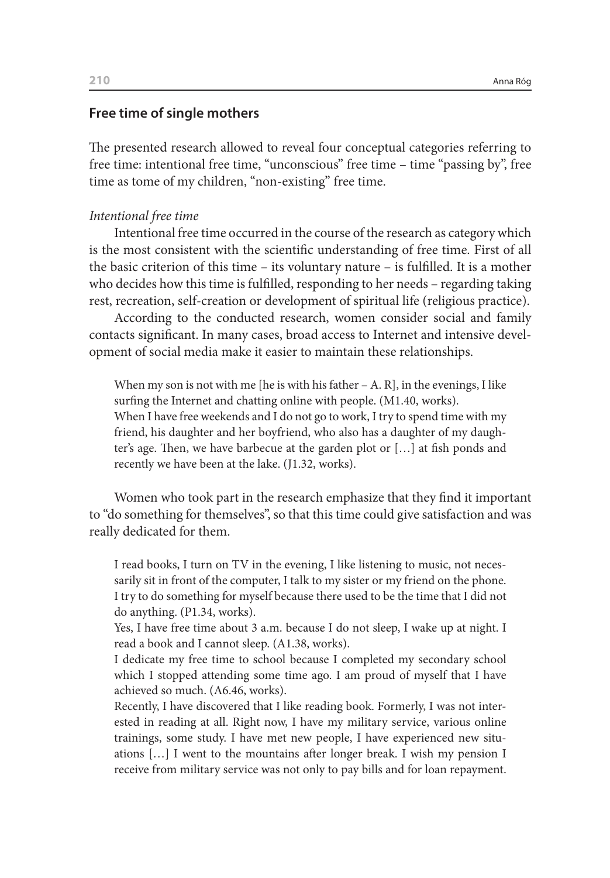## Free time of single mothers

The presented research allowed to reveal four conceptual categories referring to free time: intentional free time, "unconscious" free time – time "passing by", free time as tome of my children, "non-existing" free time.

*Intentional free time*

Intentional free time occurred in the course of the research as category which is the most consistent with the scientific understanding of free time. First of all the basic criterion of this time – its voluntary nature – is fulfilled. It is a mother who decides how this time is fulfilled, responding to her needs – regarding taking rest, recreation, self-creation or development of spiritual life (religious practice).

According to the conducted research, women consider social and family contacts significant. In many cases, broad access to Internet and intensive development of social media make it easier to maintain these relationships.

> When my son is not with me [he is with his father – A. R], in the evenings, I like surfing the Internet and chatting online with people. (M1.40, works).
> When I have free weekends and I do not go to work, I try to spend time with my friend, his daughter and her boyfriend, who also has a daughter of my daughter's age. Then, we have barbecue at the garden plot or […] at fish ponds and recently we have been at the lake. (J1.32, works).

Women who took part in the research emphasize that they find it important to "do something for themselves", so that this time could give satisfaction and was really dedicated for them.

> I read books, I turn on TV in the evening, I like listening to music, not necessarily sit in front of the computer, I talk to my sister or my friend on the phone. I try to do something for myself because there used to be the time that I did not do anything. (P1.34, works).
> Yes, I have free time about 3 a.m. because I do not sleep, I wake up at night. I read a book and I cannot sleep. (A1.38, works).
> I dedicate my free time to school because I completed my secondary school which I stopped attending some time ago. I am proud of myself that I have achieved so much. (A6.46, works).
> Recently, I have discovered that I like reading book. Formerly, I was not interested in reading at all. Right now, I have my military service, various online trainings, some study. I have met new people, I have experienced new situations […] I went to the mountains after longer break. I wish my pension I receive from military service was not only to pay bills and for loan repayment.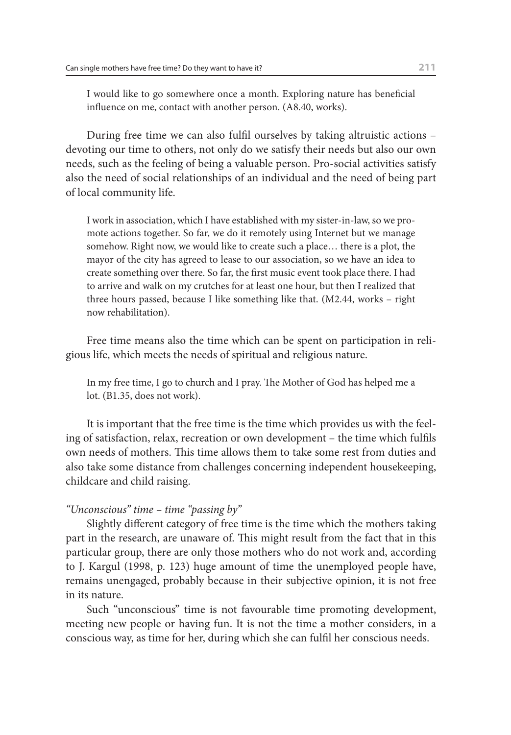> I would like to go somewhere once a month. Exploring nature has beneficial influence on me, contact with another person. (A8.40, works).

During free time we can also fulfil ourselves by taking altruistic actions – devoting our time to others, not only do we satisfy their needs but also our own needs, such as the feeling of being a valuable person. Pro-social activities satisfy also the need of social relationships of an individual and the need of being part of local community life.

> I work in association, which I have established with my sister-in-law, so we promote actions together. So far, we do it remotely using Internet but we manage somehow. Right now, we would like to create such a place… there is a plot, the mayor of the city has agreed to lease to our association, so we have an idea to create something over there. So far, the first music event took place there. I had to arrive and walk on my crutches for at least one hour, but then I realized that three hours passed, because I like something like that. (M2.44, works – right now rehabilitation).

Free time means also the time which can be spent on participation in religious life, which meets the needs of spiritual and religious nature.

> In my free time, I go to church and I pray. The Mother of God has helped me a lot. (B1.35, does not work).

It is important that the free time is the time which provides us with the feeling of satisfaction, relax, recreation or own development – the time which fulfils own needs of mothers. This time allows them to take some rest from duties and also take some distance from challenges concerning independent housekeeping, childcare and child raising.

*"Unconscious" time – time "passing by"*

Slightly different category of free time is the time which the mothers taking part in the research, are unaware of. This might result from the fact that in this particular group, there are only those mothers who do not work and, according to J. Kargul (1998, p. 123) huge amount of time the unemployed people have, remains unengaged, probably because in their subjective opinion, it is not free in its nature.

Such "unconscious" time is not favourable time promoting development, meeting new people or having fun. It is not the time a mother considers, in a conscious way, as time for her, during which she can fulfil her conscious needs.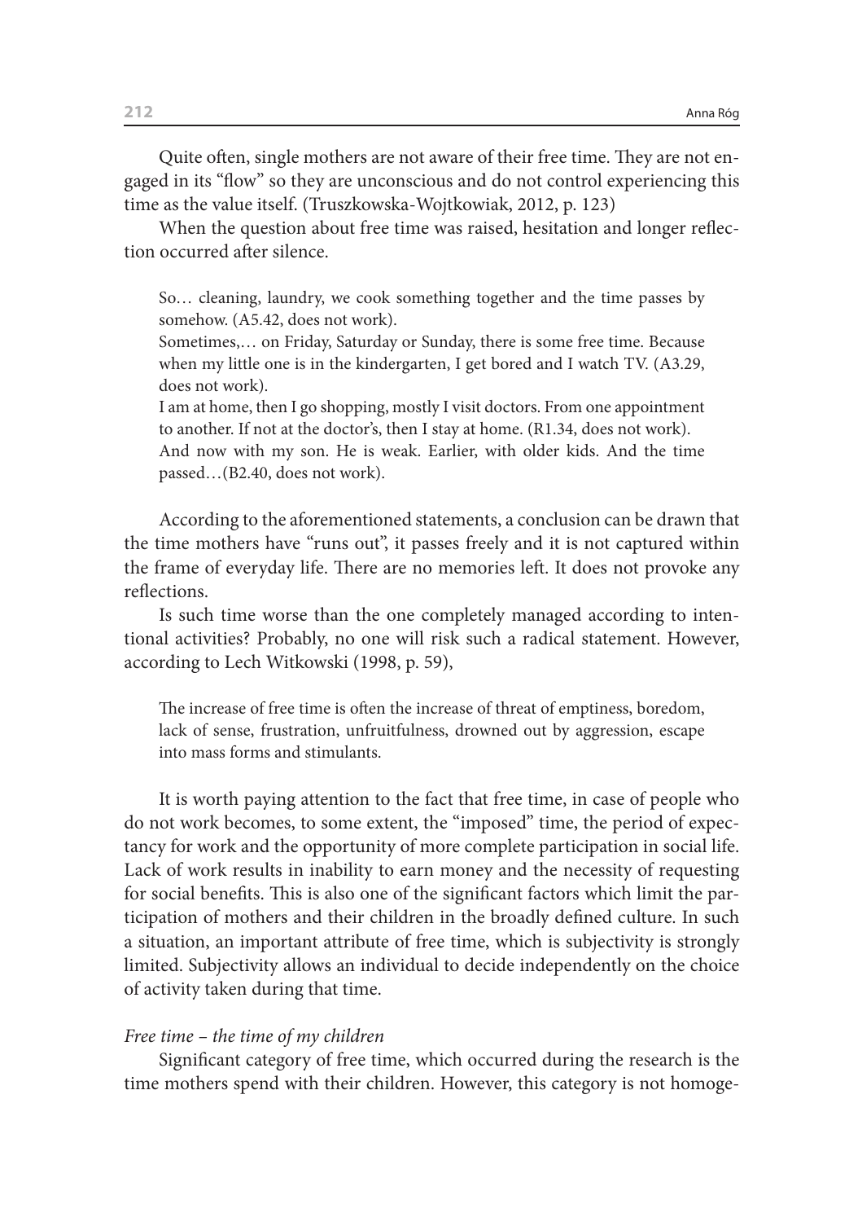Quite often, single mothers are not aware of their free time. They are not engaged in its "flow" so they are unconscious and do not control experiencing this time as the value itself. (Truszkowska-Wojtkowiak, 2012, p. 123)

When the question about free time was raised, hesitation and longer reflection occurred after silence.

> So… cleaning, laundry, we cook something together and the time passes by somehow. (A5.42, does not work).
> Sometimes,… on Friday, Saturday or Sunday, there is some free time. Because when my little one is in the kindergarten, I get bored and I watch TV. (A3.29, does not work).
> I am at home, then I go shopping, mostly I visit doctors. From one appointment to another. If not at the doctor's, then I stay at home. (R1.34, does not work).
> And now with my son. He is weak. Earlier, with older kids. And the time passed…(B2.40, does not work).

According to the aforementioned statements, a conclusion can be drawn that the time mothers have "runs out", it passes freely and it is not captured within the frame of everyday life. There are no memories left. It does not provoke any reflections.

Is such time worse than the one completely managed according to intentional activities? Probably, no one will risk such a radical statement. However, according to Lech Witkowski (1998, p. 59),

> The increase of free time is often the increase of threat of emptiness, boredom, lack of sense, frustration, unfruitfulness, drowned out by aggression, escape into mass forms and stimulants.

It is worth paying attention to the fact that free time, in case of people who do not work becomes, to some extent, the "imposed" time, the period of expectancy for work and the opportunity of more complete participation in social life. Lack of work results in inability to earn money and the necessity of requesting for social benefits. This is also one of the significant factors which limit the participation of mothers and their children in the broadly defined culture. In such a situation, an important attribute of free time, which is subjectivity is strongly limited. Subjectivity allows an individual to decide independently on the choice of activity taken during that time.

*Free time – the time of my children*

Significant category of free time, which occurred during the research is the time mothers spend with their children. However, this category is not homoge-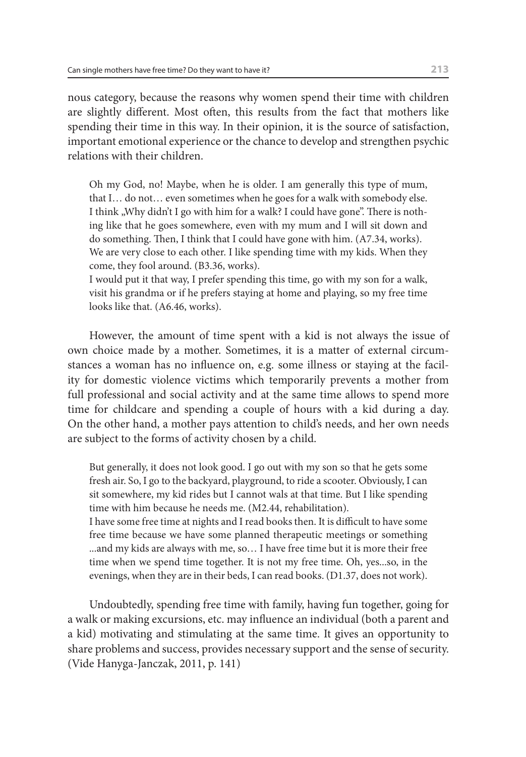nous category, because the reasons why women spend their time with children are slightly different. Most often, this results from the fact that mothers like spending their time in this way. In their opinion, it is the source of satisfaction, important emotional experience or the chance to develop and strengthen psychic relations with their children.

> Oh my God, no! Maybe, when he is older. I am generally this type of mum, that I… do not… even sometimes when he goes for a walk with somebody else. I think „Why didn't I go with him for a walk? I could have gone". There is nothing like that he goes somewhere, even with my mum and I will sit down and do something. Then, I think that I could have gone with him. (A7.34, works).
> We are very close to each other. I like spending time with my kids. When they come, they fool around. (B3.36, works).
> I would put it that way, I prefer spending this time, go with my son for a walk, visit his grandma or if he prefers staying at home and playing, so my free time looks like that. (A6.46, works).

However, the amount of time spent with a kid is not always the issue of own choice made by a mother. Sometimes, it is a matter of external circumstances a woman has no influence on, e.g. some illness or staying at the facility for domestic violence victims which temporarily prevents a mother from full professional and social activity and at the same time allows to spend more time for childcare and spending a couple of hours with a kid during a day. On the other hand, a mother pays attention to child's needs, and her own needs are subject to the forms of activity chosen by a child.

> But generally, it does not look good. I go out with my son so that he gets some fresh air. So, I go to the backyard, playground, to ride a scooter. Obviously, I can sit somewhere, my kid rides but I cannot wals at that time. But I like spending time with him because he needs me. (M2.44, rehabilitation).
> I have some free time at nights and I read books then. It is difficult to have some free time because we have some planned therapeutic meetings or something ...and my kids are always with me, so… I have free time but it is more their free time when we spend time together. It is not my free time. Oh, yes...so, in the evenings, when they are in their beds, I can read books. (D1.37, does not work).

Undoubtedly, spending free time with family, having fun together, going for a walk or making excursions, etc. may influence an individual (both a parent and a kid) motivating and stimulating at the same time. It gives an opportunity to share problems and success, provides necessary support and the sense of security. (Vide Hanyga-Janczak, 2011, p. 141)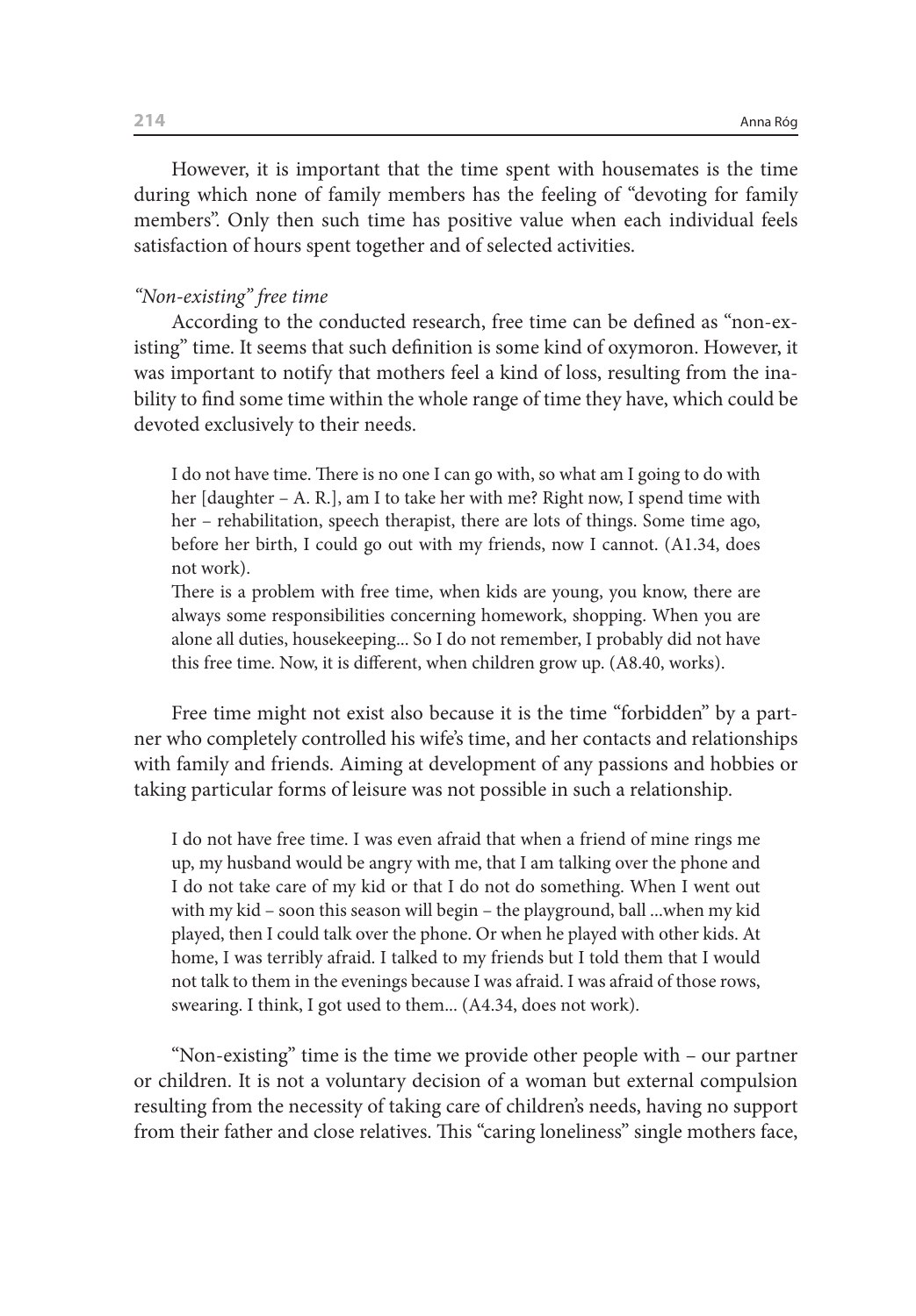However, it is important that the time spent with housemates is the time during which none of family members has the feeling of "devoting for family members". Only then such time has positive value when each individual feels satisfaction of hours spent together and of selected activities.

*"Non-existing" free time*

According to the conducted research, free time can be defined as "non-existing" time. It seems that such definition is some kind of oxymoron. However, it was important to notify that mothers feel a kind of loss, resulting from the inability to find some time within the whole range of time they have, which could be devoted exclusively to their needs.

> I do not have time. There is no one I can go with, so what am I going to do with her [daughter – A. R.], am I to take her with me? Right now, I spend time with her – rehabilitation, speech therapist, there are lots of things. Some time ago, before her birth, I could go out with my friends, now I cannot. (A1.34, does not work).
>
> There is a problem with free time, when kids are young, you know, there are always some responsibilities concerning homework, shopping. When you are alone all duties, housekeeping... So I do not remember, I probably did not have this free time. Now, it is different, when children grow up. (A8.40, works).

Free time might not exist also because it is the time "forbidden" by a partner who completely controlled his wife's time, and her contacts and relationships with family and friends. Aiming at development of any passions and hobbies or taking particular forms of leisure was not possible in such a relationship.

> I do not have free time. I was even afraid that when a friend of mine rings me up, my husband would be angry with me, that I am talking over the phone and I do not take care of my kid or that I do not do something. When I went out with my kid – soon this season will begin – the playground, ball ...when my kid played, then I could talk over the phone. Or when he played with other kids. At home, I was terribly afraid. I talked to my friends but I told them that I would not talk to them in the evenings because I was afraid. I was afraid of those rows, swearing. I think, I got used to them... (A4.34, does not work).

"Non-existing" time is the time we provide other people with – our partner or children. It is not a voluntary decision of a woman but external compulsion resulting from the necessity of taking care of children's needs, having no support from their father and close relatives. This "caring loneliness" single mothers face,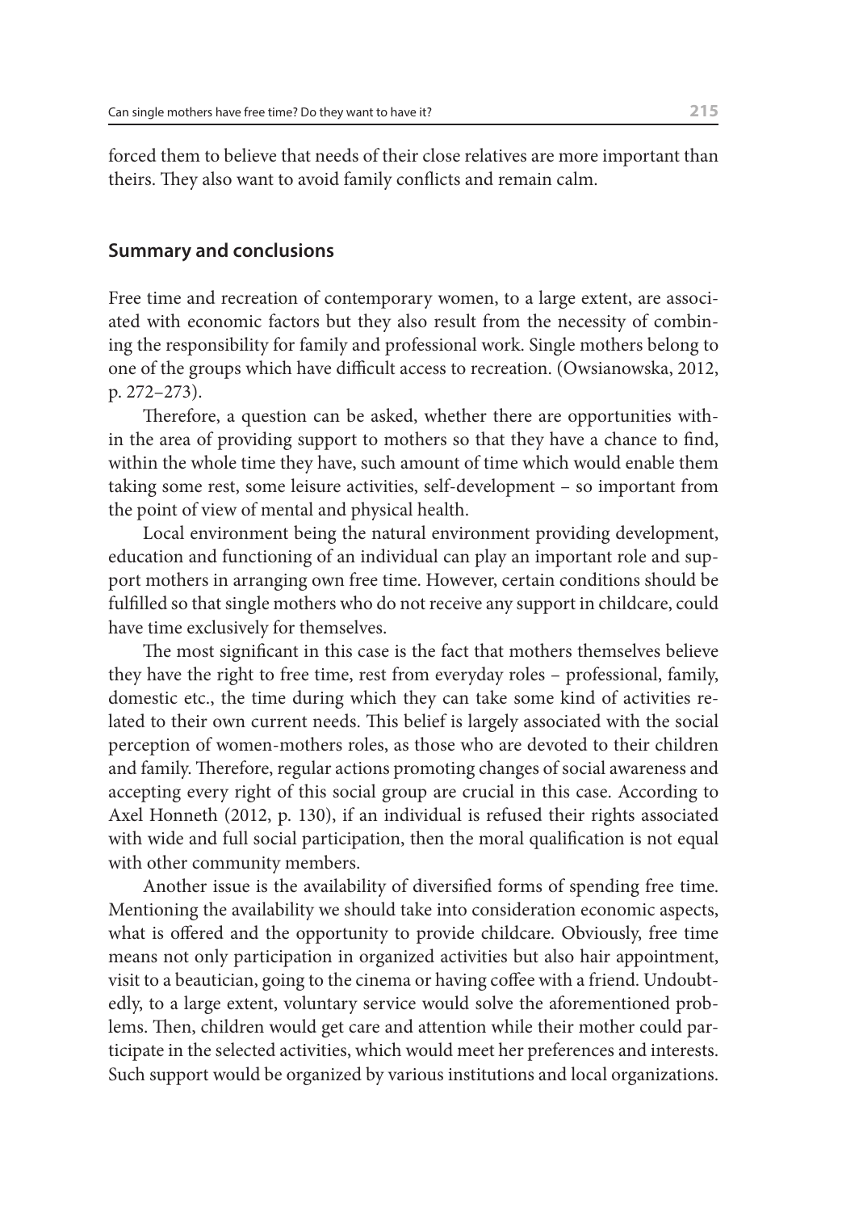forced them to believe that needs of their close relatives are more important than theirs. They also want to avoid family conflicts and remain calm.

## Summary and conclusions

Free time and recreation of contemporary women, to a large extent, are associated with economic factors but they also result from the necessity of combining the responsibility for family and professional work. Single mothers belong to one of the groups which have difficult access to recreation. (Owsianowska, 2012, p. 272–273).

Therefore, a question can be asked, whether there are opportunities within the area of providing support to mothers so that they have a chance to find, within the whole time they have, such amount of time which would enable them taking some rest, some leisure activities, self-development – so important from the point of view of mental and physical health.

Local environment being the natural environment providing development, education and functioning of an individual can play an important role and support mothers in arranging own free time. However, certain conditions should be fulfilled so that single mothers who do not receive any support in childcare, could have time exclusively for themselves.

The most significant in this case is the fact that mothers themselves believe they have the right to free time, rest from everyday roles – professional, family, domestic etc., the time during which they can take some kind of activities related to their own current needs. This belief is largely associated with the social perception of women-mothers roles, as those who are devoted to their children and family. Therefore, regular actions promoting changes of social awareness and accepting every right of this social group are crucial in this case. According to Axel Honneth (2012, p. 130), if an individual is refused their rights associated with wide and full social participation, then the moral qualification is not equal with other community members.

Another issue is the availability of diversified forms of spending free time. Mentioning the availability we should take into consideration economic aspects, what is offered and the opportunity to provide childcare. Obviously, free time means not only participation in organized activities but also hair appointment, visit to a beautician, going to the cinema or having coffee with a friend. Undoubtedly, to a large extent, voluntary service would solve the aforementioned problems. Then, children would get care and attention while their mother could participate in the selected activities, which would meet her preferences and interests. Such support would be organized by various institutions and local organizations.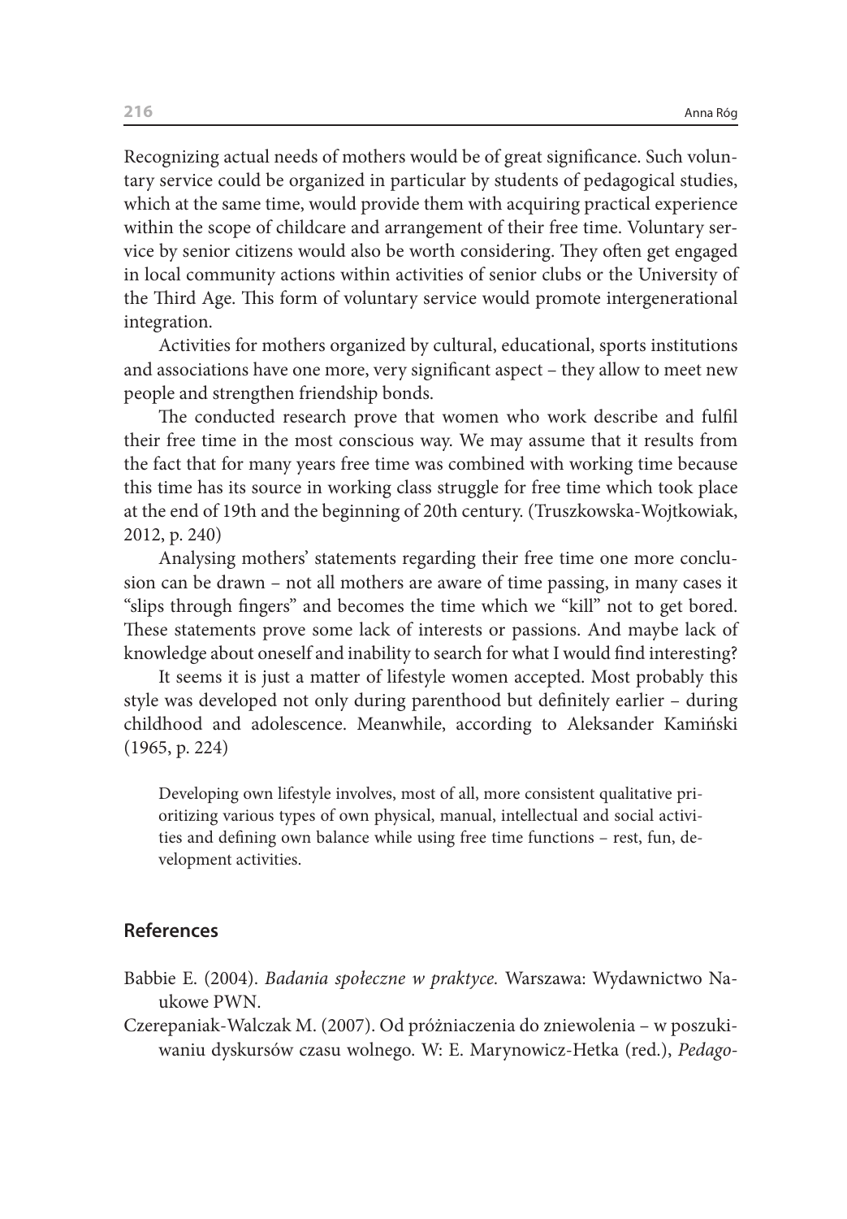Recognizing actual needs of mothers would be of great significance. Such voluntary service could be organized in particular by students of pedagogical studies, which at the same time, would provide them with acquiring practical experience within the scope of childcare and arrangement of their free time. Voluntary service by senior citizens would also be worth considering. They often get engaged in local community actions within activities of senior clubs or the University of the Third Age. This form of voluntary service would promote intergenerational integration.

Activities for mothers organized by cultural, educational, sports institutions and associations have one more, very significant aspect – they allow to meet new people and strengthen friendship bonds.

The conducted research prove that women who work describe and fulfil their free time in the most conscious way. We may assume that it results from the fact that for many years free time was combined with working time because this time has its source in working class struggle for free time which took place at the end of 19th and the beginning of 20th century. (Truszkowska-Wojtkowiak, 2012, p. 240)

Analysing mothers' statements regarding their free time one more conclusion can be drawn – not all mothers are aware of time passing, in many cases it "slips through fingers" and becomes the time which we "kill" not to get bored. These statements prove some lack of interests or passions. And maybe lack of knowledge about oneself and inability to search for what I would find interesting?

It seems it is just a matter of lifestyle women accepted. Most probably this style was developed not only during parenthood but definitely earlier – during childhood and adolescence. Meanwhile, according to Aleksander Kamiński (1965, p. 224)

> Developing own lifestyle involves, most of all, more consistent qualitative prioritizing various types of own physical, manual, intellectual and social activities and defining own balance while using free time functions – rest, fun, development activities.

## References

Babbie E. (2004). *Badania społeczne w praktyce.* Warszawa: Wydawnictwo Naukowe PWN.

Czerepaniak-Walczak M. (2007). Od próżniaczenia do zniewolenia – w poszukiwaniu dyskursów czasu wolnego. W: E. Marynowicz-Hetka (red.), *Pedago-*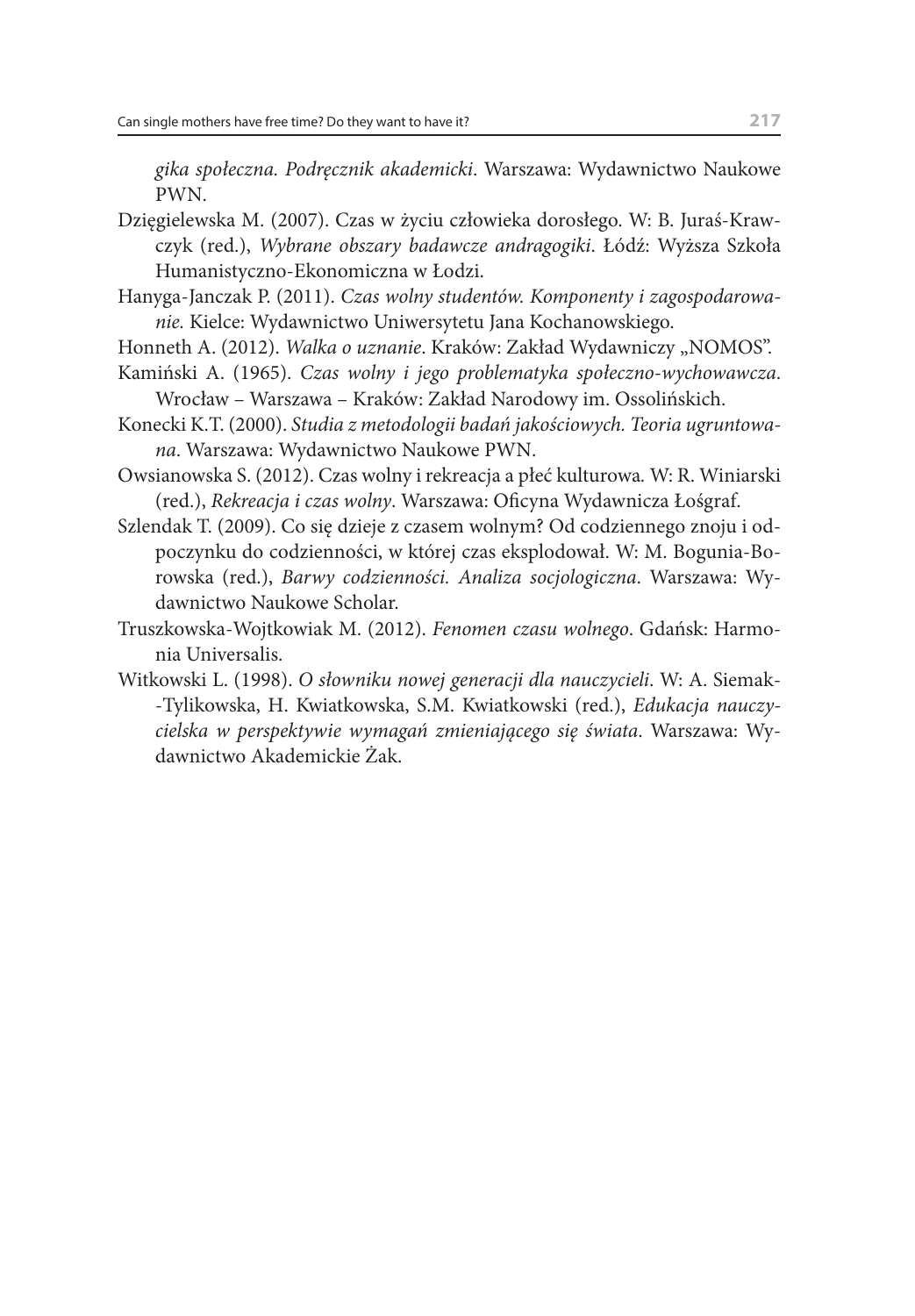*gika społeczna. Podręcznik akademicki*. Warszawa: Wydawnictwo Naukowe PWN.

Dzięgielewska M. (2007). Czas w życiu człowieka dorosłego. W: B. Juraś-Krawczyk (red.), *Wybrane obszary badawcze andragogiki*. Łódź: Wyższa Szkoła Humanistyczno-Ekonomiczna w Łodzi.

Hanyga-Janczak P. (2011). *Czas wolny studentów. Komponenty i zagospodarowanie.* Kielce: Wydawnictwo Uniwersytetu Jana Kochanowskiego.

Honneth A. (2012). *Walka o uznanie*. Kraków: Zakład Wydawniczy „NOMOS".

Kamiński A. (1965). *Czas wolny i jego problematyka społeczno-wychowawcza*. Wrocław – Warszawa – Kraków: Zakład Narodowy im. Ossolińskich.

Konecki K.T. (2000). *Studia z metodologii badań jakościowych. Teoria ugruntowana*. Warszawa: Wydawnictwo Naukowe PWN.

Owsianowska S. (2012). Czas wolny i rekreacja a płeć kulturowa. W: R. Winiarski (red.), *Rekreacja i czas wolny*. Warszawa: Oficyna Wydawnicza Łośgraf.

Szlendak T. (2009). Co się dzieje z czasem wolnym? Od codziennego znoju i odpoczynku do codzienności, w której czas eksplodował. W: M. Bogunia-Borowska (red.), *Barwy codzienności. Analiza socjologiczna*. Warszawa: Wydawnictwo Naukowe Scholar.

Truszkowska-Wojtkowiak M. (2012). *Fenomen czasu wolnego*. Gdańsk: Harmonia Universalis.

Witkowski L. (1998). *O słowniku nowej generacji dla nauczycieli*. W: A. Siemak-Tylikowska, H. Kwiatkowska, S.M. Kwiatkowski (red.), *Edukacja nauczycielska w perspektywie wymagań zmieniającego się świata*. Warszawa: Wydawnictwo Akademickie Żak.